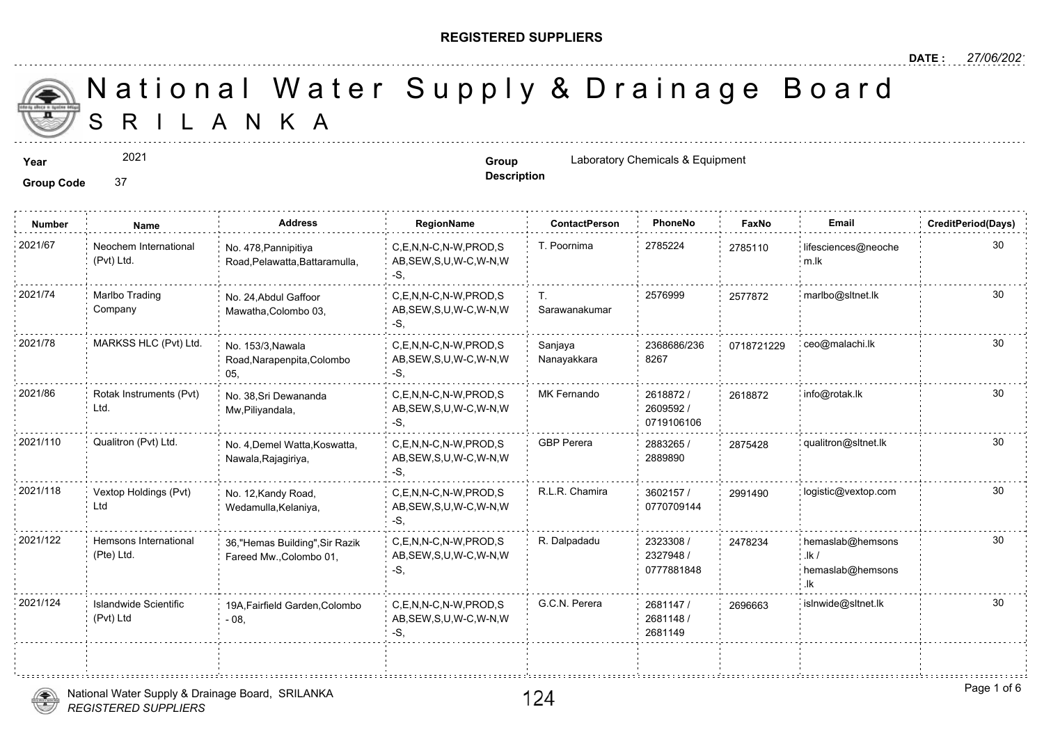**REGISTERED SUPPLIERS**

**DATE :** *27/06/2021*

# National Water Supply & Drainage Board
# SRILANKA

**Year** 2021

**Group Code** 37

**Group Description** Laboratory Chemicals & Equipment

| Number | Name | Address | RegionName | ContactPerson | PhoneNo | FaxNo | Email | CreditPeriod(Days) |
|---|---|---|---|---|---|---|---|---|
| 2021/67 | Neochem International (Pvt) Ltd. | No. 478,Pannipitiya Road,Pelawatta,Battaramulla, | C,E,N,N-C,N-W,PROD,SAB,SEW,S,U,W-C,W-N,W-S, | T. Poornima | 2785224 | 2785110 | lifesciences@neochem.lk | 30 |
| 2021/74 | Marlbo Trading Company | No. 24,Abdul Gaffoor Mawatha,Colombo 03, | C,E,N,N-C,N-W,PROD,SAB,SEW,S,U,W-C,W-N,W-S, | T. Sarawanakumar | 2576999 | 2577872 | marlbo@sltnet.lk | 30 |
| 2021/78 | MARKSS HLC (Pvt) Ltd. | No. 153/3,Nawala Road,Narapenpita,Colombo 05, | C,E,N,N-C,N-W,PROD,SAB,SEW,S,U,W-C,W-N,W-S, | Sanjaya Nanayakkara | 2368686/2368267 | 0718721229 | ceo@malachi.lk | 30 |
| 2021/86 | Rotak Instruments (Pvt) Ltd. | No. 38,Sri Dewananda Mw,Piliyandala, | C,E,N,N-C,N-W,PROD,SAB,SEW,S,U,W-C,W-N,W-S, | MK Fernando | 2618872 / 2609592 / 0719106106 | 2618872 | info@rotak.lk | 30 |
| 2021/110 | Qualitron (Pvt) Ltd. | No. 4,Demel Watta,Koswatta, Nawala,Rajagiriya, | C,E,N,N-C,N-W,PROD,SAB,SEW,S,U,W-C,W-N,W-S, | GBP Perera | 2883265 / 2889890 | 2875428 | qualitron@sltnet.lk | 30 |
| 2021/118 | Vextop Holdings (Pvt) Ltd | No. 12,Kandy Road, Wedamulla,Kelaniya, | C,E,N,N-C,N-W,PROD,SAB,SEW,S,U,W-C,W-N,W-S, | R.L.R. Chamira | 3602157 / 0770709144 | 2991490 | logistic@vextop.com | 30 |
| 2021/122 | Hemsons International (Pte) Ltd. | 36,"Hemas Building",Sir Razik Fareed Mw.,Colombo 01, | C,E,N,N-C,N-W,PROD,SAB,SEW,S,U,W-C,W-N,W-S, | R. Dalpadadu | 2323308 / 2327948 / 0777881848 | 2478234 | hemaslab@hemsons.lk / hemaslab@hemsons.lk | 30 |
| 2021/124 | Islandwide Scientific (Pvt) Ltd | 19A,Fairfield Garden,Colombo - 08, | C,E,N,N-C,N-W,PROD,SAB,SEW,S,U,W-C,W-N,W-S, | G.C.N. Perera | 2681147 / 2681148 / 2681149 | 2696663 | islnwide@sltnet.lk | 30 |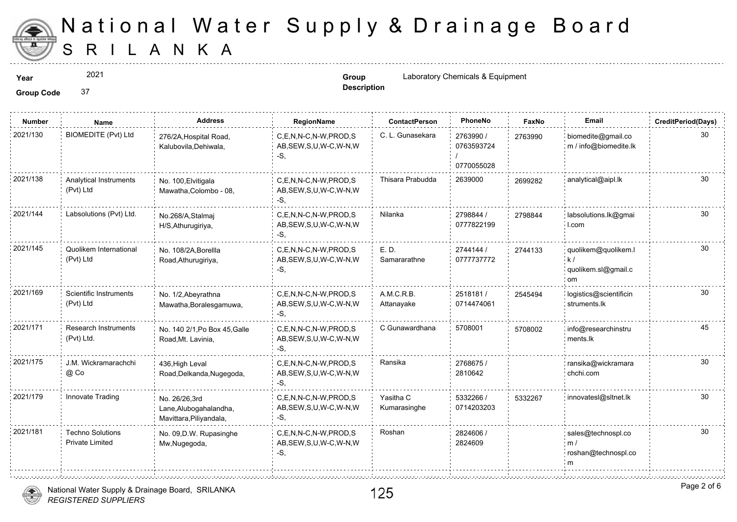# National Water Supply & Drainage Board

## SRI LANKA

**Year** 2021

**Group Code** 37

**Group Description** Laboratory Chemicals & Equipment

| Number | Name | Address | RegionName | ContactPerson | PhoneNo | FaxNo | Email | CreditPeriod(Days) |
|---|---|---|---|---|---|---|---|---|
| 2021/130 | BIOMEDITE (Pvt) Ltd | 276/2A,Hospital Road, Kalubovila,Dehiwala, | C,E,N,N-C,N-W,PROD,SAB,SEW,S,U,W-C,W-N,W-S, | C. L. Gunasekara | 2763990 / 0763593724 / 0770055028 | 2763990 | biomedite@gmail.com / info@biomedite.lk | 30 |
| 2021/138 | Analytical Instruments (Pvt) Ltd | No. 100,Elvitigala Mawatha,Colombo - 08, | C,E,N,N-C,N-W,PROD,SAB,SEW,S,U,W-C,W-N,W-S, | Thisara Prabudda | 2639000 | 2699282 | analytical@aipl.lk | 30 |
| 2021/144 | Labsolutions (Pvt) Ltd. | No.268/A,Stalmaj H/S,Athurugiriya, | C,E,N,N-C,N-W,PROD,SAB,SEW,S,U,W-C,W-N,W-S, | Nilanka | 2798844 / 0777822199 | 2798844 | labsolutions.lk@gmail.com | 30 |
| 2021/145 | Quolikem International (Pvt) Ltd | No. 108/2A,Borellla Road,Athurugiriya, | C,E,N,N-C,N-W,PROD,SAB,SEW,S,U,W-C,W-N,W-S, | E. D. Samararathne | 2744144 / 0777737772 | 2744133 | quolikem@quolikem.lk / quolikem.sl@gmail.com | 30 |
| 2021/169 | Scientific Instruments (Pvt) Ltd | No. 1/2,Abeyrathna Mawatha,Boralesgamuwa, | C,E,N,N-C,N-W,PROD,SAB,SEW,S,U,W-C,W-N,W-S, | A.M.C.R.B. Attanayake | 2518181 / 0714474061 | 2545494 | logistics@scientificinstruments.lk | 30 |
| 2021/171 | Research Instruments (Pvt) Ltd. | No. 140 2/1,Po Box 45,Galle Road,Mt. Lavinia, | C,E,N,N-C,N-W,PROD,SAB,SEW,S,U,W-C,W-N,W-S, | C Gunawardhana | 5708001 | 5708002 | info@researchinstruments.lk | 45 |
| 2021/175 | J.M. Wickramarachchi @ Co | 436,High Leval Road,Delkanda,Nugegoda, | C,E,N,N-C,N-W,PROD,SAB,SEW,S,U,W-C,W-N,W-S, | Ransika | 2768675 / 2810642 | | ransika@wickramarachchi.com | 30 |
| 2021/179 | Innovate Trading | No. 26/26,3rd Lane,Alubogahalandha, Mavittara,Piliyandala, | C,E,N,N-C,N-W,PROD,SAB,SEW,S,U,W-C,W-N,W-S, | Yasitha C Kumarasinghe | 5332266 / 0714203203 | 5332267 | innovatesl@sltnet.lk | 30 |
| 2021/181 | Techno Solutions Private Limited | No. 09,D.W. Rupasinghe Mw,Nugegoda, | C,E,N,N-C,N-W,PROD,SAB,SEW,S,U,W-C,W-N,W-S, | Roshan | 2824606 / 2824609 | | sales@technospl.com / roshan@technospl.com | 30 |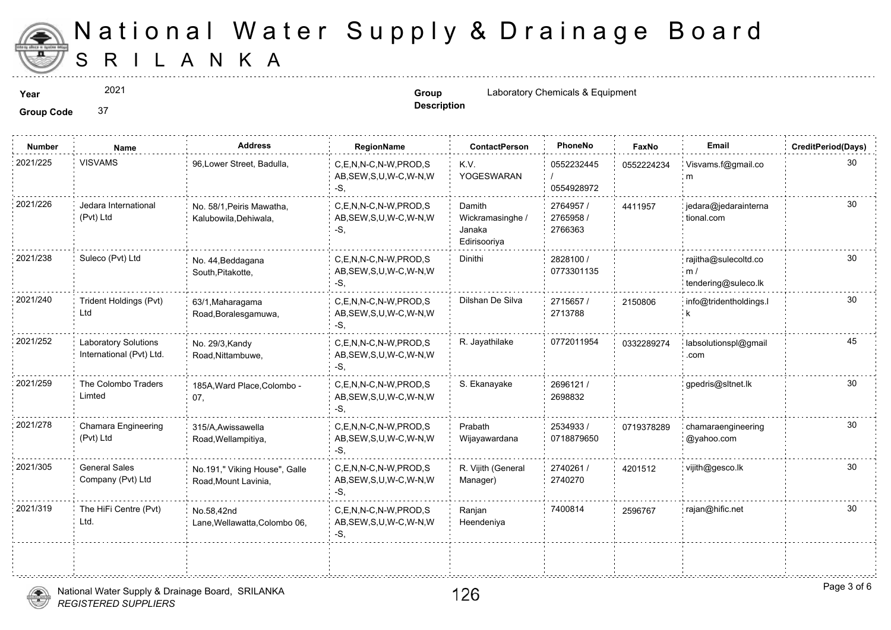# National Water Supply & Drainage Board
## SRILANKA

**Year** 2021

**Group Code** 37

**Group Description** Laboratory Chemicals & Equipment

| Number | Name | Address | RegionName | ContactPerson | PhoneNo | FaxNo | Email | CreditPeriod(Days) |
|---|---|---|---|---|---|---|---|---|
| 2021/225 | VISVAMS | 96,Lower Street, Badulla, | C,E,N,N-C,N-W,PROD,SAB,SEW,S,U,W-C,W-N,W-S, | K.V. YOGESWARAN | 0552232445 / 0554928972 | 0552224234 | Visvams.f@gmail.com | 30 |
| 2021/226 | Jedara International (Pvt) Ltd | No. 58/1,Peiris Mawatha, Kalubowila,Dehiwala, | C,E,N,N-C,N-W,PROD,SAB,SEW,S,U,W-C,W-N,W-S, | Damith Wickramasinghe / Janaka Edirisooriya | 2764957 / 2765958 / 2766363 | 4411957 | jedara@jedarainternational.com | 30 |
| 2021/238 | Suleco (Pvt) Ltd | No. 44,Beddagana South,Pitakotte, | C,E,N,N-C,N-W,PROD,SAB,SEW,S,U,W-C,W-N,W-S, | Dinithi | 2828100 / 0773301135 | | rajitha@sulecoltd.com / tendering@suleco.lk | 30 |
| 2021/240 | Trident Holdings (Pvt) Ltd | 63/1,Maharagama Road,Boralesgamuwa, | C,E,N,N-C,N-W,PROD,SAB,SEW,S,U,W-C,W-N,W-S, | Dilshan De Silva | 2715657 / 2713788 | 2150806 | info@tridentholdings.lk | 30 |
| 2021/252 | Laboratory Solutions International (Pvt) Ltd. | No. 29/3,Kandy Road,Nittambuwe, | C,E,N,N-C,N-W,PROD,SAB,SEW,S,U,W-C,W-N,W-S, | R. Jayathilake | 0772011954 | 0332289274 | labsolutionspl@gmail.com | 45 |
| 2021/259 | The Colombo Traders Limted | 185A,Ward Place,Colombo - 07, | C,E,N,N-C,N-W,PROD,SAB,SEW,S,U,W-C,W-N,W-S, | S. Ekanayake | 2696121 / 2698832 | | gpedris@sltnet.lk | 30 |
| 2021/278 | Chamara Engineering (Pvt) Ltd | 315/A,Awissawella Road,Wellampitiya, | C,E,N,N-C,N-W,PROD,SAB,SEW,S,U,W-C,W-N,W-S, | Prabath Wijayawardana | 2534933 / 0718879650 | 0719378289 | chamaraengineering@yahoo.com | 30 |
| 2021/305 | General Sales Company (Pvt) Ltd | No.191," Viking House", Galle Road,Mount Lavinia, | C,E,N,N-C,N-W,PROD,SAB,SEW,S,U,W-C,W-N,W-S, | R. Vijith (General Manager) | 2740261 / 2740270 | 4201512 | vijith@gesco.lk | 30 |
| 2021/319 | The HiFi Centre (Pvt) Ltd. | No.58,42nd Lane,Wellawatta,Colombo 06, | C,E,N,N-C,N-W,PROD,SAB,SEW,S,U,W-C,W-N,W-S, | Ranjan Heendeniya | 7400814 | 2596767 | rajan@hific.net | 30 |

National Water Supply & Drainage Board, SRILANKA
*REGISTERED SUPPLIERS*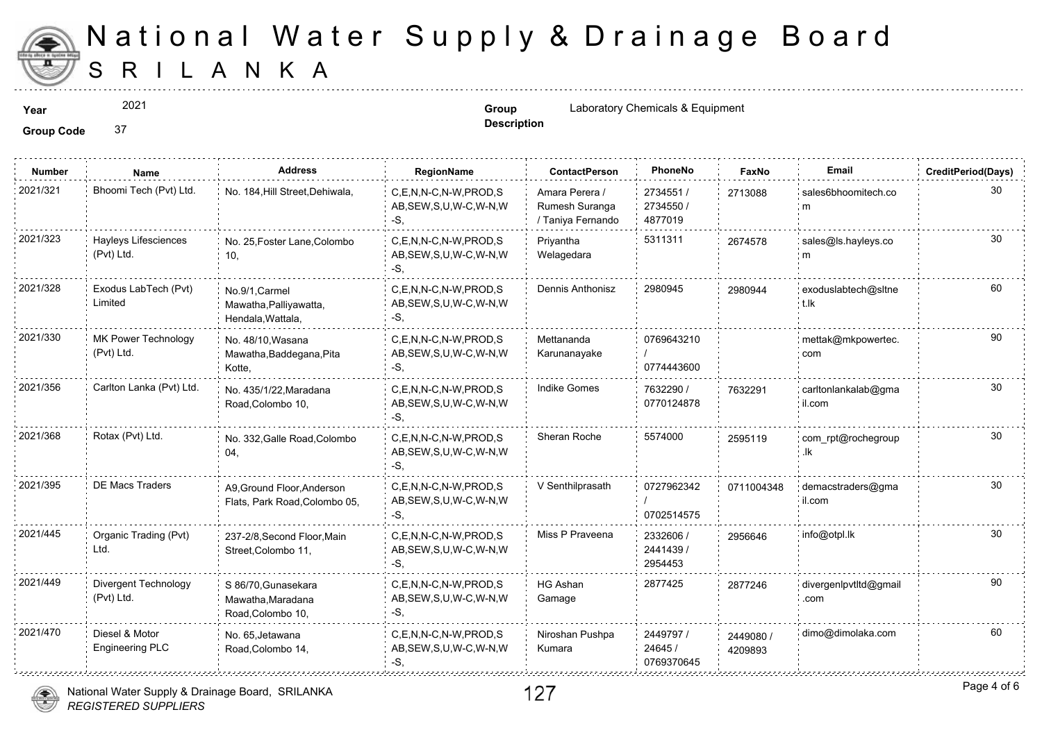# National Water Supply & Drainage Board

## SRI LANKA

**Year** 2021

**Group Code** 37

**Group Description** Laboratory Chemicals & Equipment

| Number | Name | Address | RegionName | ContactPerson | PhoneNo | FaxNo | Email | CreditPeriod(Days) |
|---|---|---|---|---|---|---|---|---|
| 2021/321 | Bhoomi Tech (Pvt) Ltd. | No. 184,Hill Street,Dehiwala, | C,E,N,N-C,N-W,PROD,SAB,SEW,S,U,W-C,W-N,W-S, | Amara Perera / Rumesh Suranga / Taniya Fernando | 2734551 / 2734550 / 4877019 | 2713088 | sales6bhoomitech.com | 30 |
| 2021/323 | Hayleys Lifesciences (Pvt) Ltd. | No. 25,Foster Lane,Colombo 10, | C,E,N,N-C,N-W,PROD,SAB,SEW,S,U,W-C,W-N,W-S, | Priyantha Welagedara | 5311311 | 2674578 | sales@ls.hayleys.com | 30 |
| 2021/328 | Exodus LabTech (Pvt) Limited | No.9/1,Carmel Mawatha,Palliyawatta, Hendala,Wattala, | C,E,N,N-C,N-W,PROD,SAB,SEW,S,U,W-C,W-N,W-S, | Dennis Anthonisz | 2980945 | 2980944 | exoduslabtech@sltnet.lk | 60 |
| 2021/330 | MK Power Technology (Pvt) Ltd. | No. 48/10,Wasana Mawatha,Baddegana,Pita Kotte, | C,E,N,N-C,N-W,PROD,SAB,SEW,S,U,W-C,W-N,W-S, | Mettananda Karunanayake | 0769643210 / 0774443600 | | mettak@mkpowertec.com | 90 |
| 2021/356 | Carlton Lanka (Pvt) Ltd. | No. 435/1/22,Maradana Road,Colombo 10, | C,E,N,N-C,N-W,PROD,SAB,SEW,S,U,W-C,W-N,W-S, | Indike Gomes | 7632290 / 0770124878 | 7632291 | carltonlankalab@gmail.com | 30 |
| 2021/368 | Rotax (Pvt) Ltd. | No. 332,Galle Road,Colombo 04, | C,E,N,N-C,N-W,PROD,SAB,SEW,S,U,W-C,W-N,W-S, | Sheran Roche | 5574000 | 2595119 | com_rpt@rochegroup.lk | 30 |
| 2021/395 | DE Macs Traders | A9,Ground Floor,Anderson Flats, Park Road,Colombo 05, | C,E,N,N-C,N-W,PROD,SAB,SEW,S,U,W-C,W-N,W-S, | V Senthilprasath | 0727962342 / 0702514575 | 0711004348 | demacstraders@gmail.com | 30 |
| 2021/445 | Organic Trading (Pvt) Ltd. | 237-2/8,Second Floor,Main Street,Colombo 11, | C,E,N,N-C,N-W,PROD,SAB,SEW,S,U,W-C,W-N,W-S, | Miss P Praveena | 2332606 / 2441439 / 2954453 | 2956646 | info@otpl.lk | 30 |
| 2021/449 | Divergent Technology (Pvt) Ltd. | S 86/70,Gunasekara Mawatha,Maradana Road,Colombo 10, | C,E,N,N-C,N-W,PROD,SAB,SEW,S,U,W-C,W-N,W-S, | HG Ashan Gamage | 2877425 | 2877246 | divergenlpvtltd@gmail.com | 90 |
| 2021/470 | Diesel & Motor Engineering PLC | No. 65,Jetawana Road,Colombo 14, | C,E,N,N-C,N-W,PROD,SAB,SEW,S,U,W-C,W-N,W-S, | Niroshan Pushpa Kumara | 2449797 / 24645 / 0769370645 | 2449080 / 4209893 | dimo@dimolaka.com | 60 |

National Water Supply & Drainage Board, SRILANKA
*REGISTERED SUPPLIERS*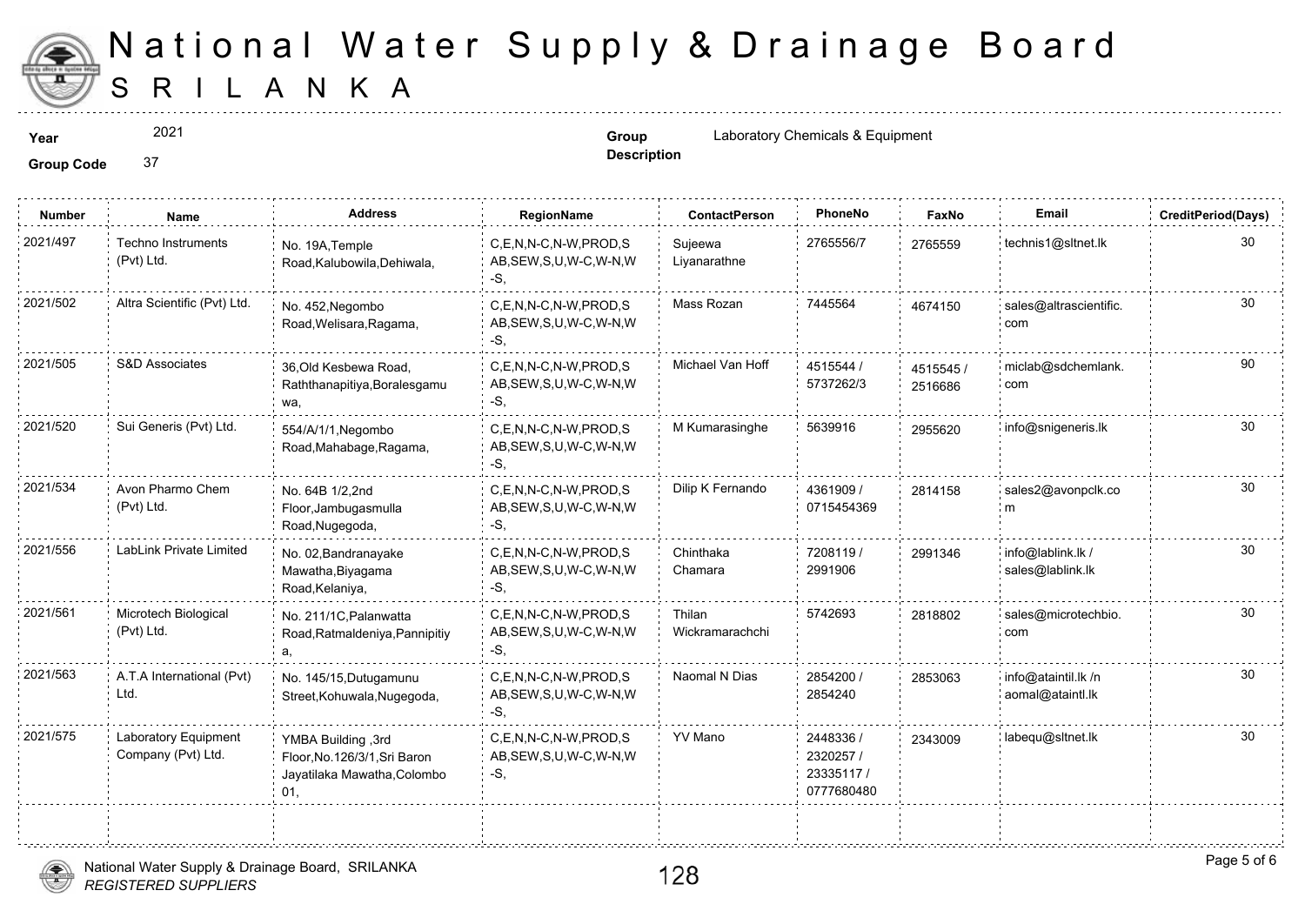# National Water Supply & Drainage Board
## SRILANKA

**Year** 2021

**Group Code** 37

**Group Description** Laboratory Chemicals & Equipment

| Number | Name | Address | RegionName | ContactPerson | PhoneNo | FaxNo | Email | CreditPeriod(Days) |
|---|---|---|---|---|---|---|---|---|
| 2021/497 | Techno Instruments (Pvt) Ltd. | No. 19A,Temple Road,Kalubowila,Dehiwala, | C,E,N,N-C,N-W,PROD,SAB,SEW,S,U,W-C,W-N,W-S, | Sujeewa Liyanarathne | 2765556/7 | 2765559 | technis1@sltnet.lk | 30 |
| 2021/502 | Altra Scientific (Pvt) Ltd. | No. 452,Negombo Road,Welisara,Ragama, | C,E,N,N-C,N-W,PROD,SAB,SEW,S,U,W-C,W-N,W-S, | Mass Rozan | 7445564 | 4674150 | sales@altrascientific.com | 30 |
| 2021/505 | S&D Associates | 36,Old Kesbewa Road, Raththanapitiya,Boralesgamuwa, | C,E,N,N-C,N-W,PROD,SAB,SEW,S,U,W-C,W-N,W-S, | Michael Van Hoff | 4515544 / 5737262/3 | 4515545 / 2516686 | miclab@sdchemlank.com | 90 |
| 2021/520 | Sui Generis (Pvt) Ltd. | 554/A/1/1,Negombo Road,Mahabage,Ragama, | C,E,N,N-C,N-W,PROD,SAB,SEW,S,U,W-C,W-N,W-S, | M Kumarasinghe | 5639916 | 2955620 | info@snigeneris.lk | 30 |
| 2021/534 | Avon Pharmo Chem (Pvt) Ltd. | No. 64B 1/2,2nd Floor,Jambugasmulla Road,Nugegoda, | C,E,N,N-C,N-W,PROD,SAB,SEW,S,U,W-C,W-N,W-S, | Dilip K Fernando | 4361909 / 0715454369 | 2814158 | sales2@avonpclk.com | 30 |
| 2021/556 | LabLink Private Limited | No. 02,Bandranayake Mawatha,Biyagama Road,Kelaniya, | C,E,N,N-C,N-W,PROD,SAB,SEW,S,U,W-C,W-N,W-S, | Chinthaka Chamara | 7208119 / 2991906 | 2991346 | info@lablink.lk / sales@lablink.lk | 30 |
| 2021/561 | Microtech Biological (Pvt) Ltd. | No. 211/1C,Palanwatta Road,Ratmaldeniya,Pannipitiya, | C,E,N,N-C,N-W,PROD,SAB,SEW,S,U,W-C,W-N,W-S, | Thilan Wickramarachchi | 5742693 | 2818802 | sales@microtechbio.com | 30 |
| 2021/563 | A.T.A International (Pvt) Ltd. | No. 145/15,Dutugamunu Street,Kohuwala,Nugegoda, | C,E,N,N-C,N-W,PROD,SAB,SEW,S,U,W-C,W-N,W-S, | Naomal N Dias | 2854200 / 2854240 | 2853063 | info@ataintl.lk /n aomal@ataintl.lk | 30 |
| 2021/575 | Laboratory Equipment Company (Pvt) Ltd. | YMBA Building ,3rd Floor,No.126/3/1,Sri Baron Jayatilaka Mawatha,Colombo 01, | C,E,N,N-C,N-W,PROD,SAB,SEW,S,U,W-C,W-N,W-S, | YV Mano | 2448336 / 2320257 / 23335117 / 0777680480 | 2343009 | labequ@sltnet.lk | 30 |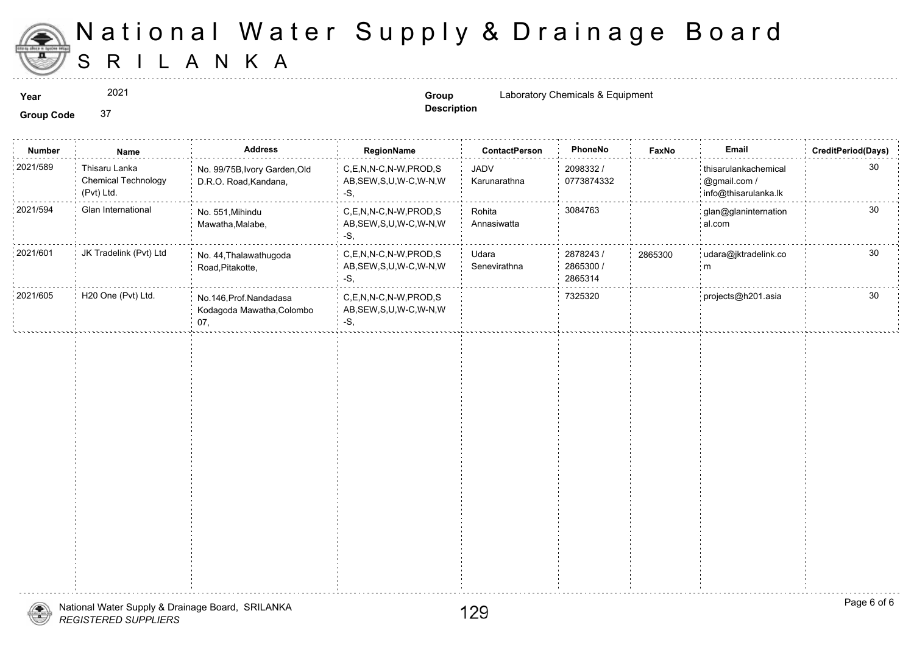# National Water Supply & Drainage Board
# SRI LANKA

**Year** 2021

**Group Code** 37

**Group Description** Laboratory Chemicals & Equipment

| Number | Name | Address | RegionName | ContactPerson | PhoneNo | FaxNo | Email | CreditPeriod(Days) |
|---|---|---|---|---|---|---|---|---|
| 2021/589 | Thisaru Lanka Chemical Technology (Pvt) Ltd. | No. 99/75B,Ivory Garden,Old D.R.O. Road,Kandana, | C,E,N,N-C,N-W,PROD,SAB,SEW,S,U,W-C,W-N,W-S, | JADV Karunarathna | 2098332 / 0773874332 | | thisarulankachemical@gmail.com / info@thisarulanka.lk | 30 |
| 2021/594 | Glan International | No. 551,Mihindu Mawatha,Malabe, | C,E,N,N-C,N-W,PROD,SAB,SEW,S,U,W-C,W-N,W-S, | Rohita Annasiwatta | 3084763 | | glan@glaninternational.com | 30 |
| 2021/601 | JK Tradelink (Pvt) Ltd | No. 44,Thalawathugoda Road,Pitakotte, | C,E,N,N-C,N-W,PROD,SAB,SEW,S,U,W-C,W-N,W-S, | Udara Senevirathna | 2878243 / 2865300 / 2865314 | 2865300 | udara@jktradelink.com | 30 |
| 2021/605 | H20 One (Pvt) Ltd. | No.146,Prof.Nandadasa Kodagoda Mawatha,Colombo 07, | C,E,N,N-C,N-W,PROD,SAB,SEW,S,U,W-C,W-N,W-S, | | 7325320 | | projects@h201.asia | 30 |

National Water Supply & Drainage Board, SRILANKA
*REGISTERED SUPPLIERS*